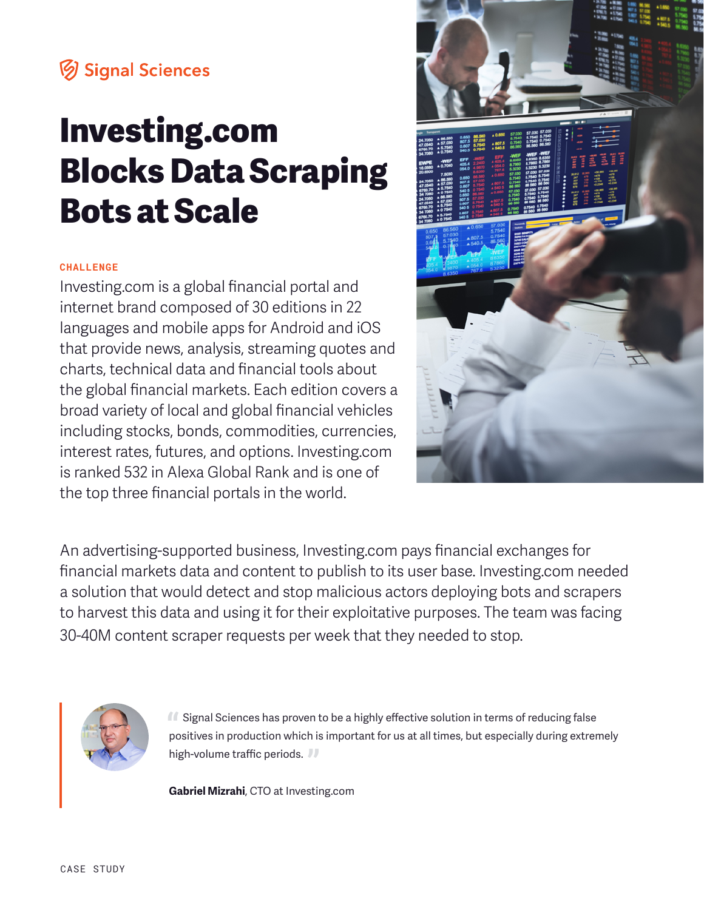Signal Sciences

# Investing.com Blocks Data Scraping Bots at Scale

### CHALLENGE

Investing.com is a global financial portal and internet brand composed of 30 editions in 22 languages and mobile apps for Android and iOS that provide news, analysis, streaming quotes and charts, technical data and financial tools about the global financial markets. Each edition covers a broad variety of local and global financial vehicles including stocks, bonds, commodities, currencies, interest rates, futures, and options. Investing.com is ranked 532 in Alexa Global Rank and is one of the top three financial portals in the world.

An advertising-supported business, Investing.com pays financial exchanges for financial markets data and content to publish to its user base. Investing.com needed a solution that would detect and stop malicious actors deploying bots and scrapers to harvest this data and using it for their exploitative purposes. The team was facing 30-40M content scraper requests per week that they needed to stop.

> "Signal Sciences has proven to be a highly effective solution in terms of reducing false positives in production which is important for us at all times, but especially during extremely high-volume traffic periods."
>
> **Gabriel Mizrahi**, CTO at Investing.com

CASE STUDY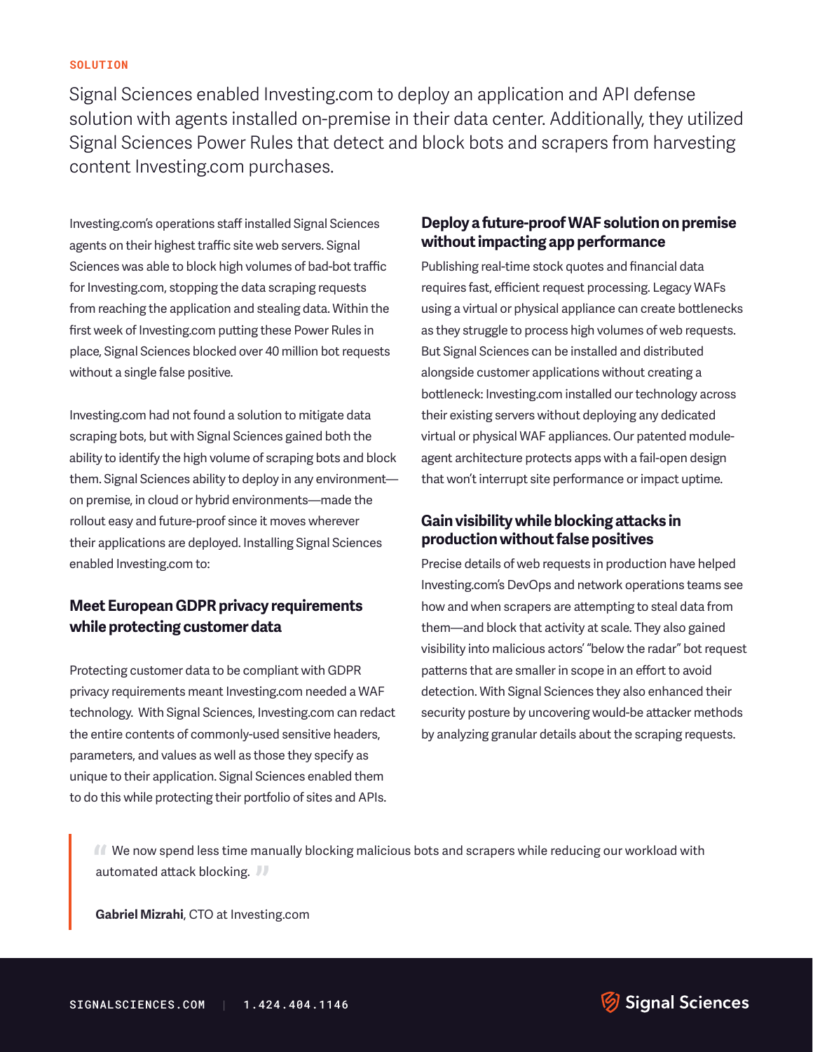SOLUTION

Signal Sciences enabled Investing.com to deploy an application and API defense solution with agents installed on-premise in their data center. Additionally, they utilized Signal Sciences Power Rules that detect and block bots and scrapers from harvesting content Investing.com purchases.

Investing.com's operations staff installed Signal Sciences agents on their highest traffic site web servers. Signal Sciences was able to block high volumes of bad-bot traffic for Investing.com, stopping the data scraping requests from reaching the application and stealing data. Within the first week of Investing.com putting these Power Rules in place, Signal Sciences blocked over 40 million bot requests without a single false positive.

Investing.com had not found a solution to mitigate data scraping bots, but with Signal Sciences gained both the ability to identify the high volume of scraping bots and block them. Signal Sciences ability to deploy in any environment—on premise, in cloud or hybrid environments—made the rollout easy and future-proof since it moves wherever their applications are deployed. Installing Signal Sciences enabled Investing.com to:

### Meet European GDPR privacy requirements while protecting customer data

Protecting customer data to be compliant with GDPR privacy requirements meant Investing.com needed a WAF technology. With Signal Sciences, Investing.com can redact the entire contents of commonly-used sensitive headers, parameters, and values as well as those they specify as unique to their application. Signal Sciences enabled them to do this while protecting their portfolio of sites and APIs.

### Deploy a future-proof WAF solution on premise without impacting app performance

Publishing real-time stock quotes and financial data requires fast, efficient request processing. Legacy WAFs using a virtual or physical appliance can create bottlenecks as they struggle to process high volumes of web requests. But Signal Sciences can be installed and distributed alongside customer applications without creating a bottleneck: Investing.com installed our technology across their existing servers without deploying any dedicated virtual or physical WAF appliances. Our patented module-agent architecture protects apps with a fail-open design that won't interrupt site performance or impact uptime.

### Gain visibility while blocking attacks in production without false positives

Precise details of web requests in production have helped Investing.com's DevOps and network operations teams see how and when scrapers are attempting to steal data from them—and block that activity at scale. They also gained visibility into malicious actors' "below the radar" bot request patterns that are smaller in scope in an effort to avoid detection. With Signal Sciences they also enhanced their security posture by uncovering would-be attacker methods by analyzing granular details about the scraping requests.

> "We now spend less time manually blocking malicious bots and scrapers while reducing our workload with automated attack blocking."
>
> **Gabriel Mizrahi**, CTO at Investing.com

SIGNALSCIENCES.COM | 1.424.404.1146

Signal Sciences